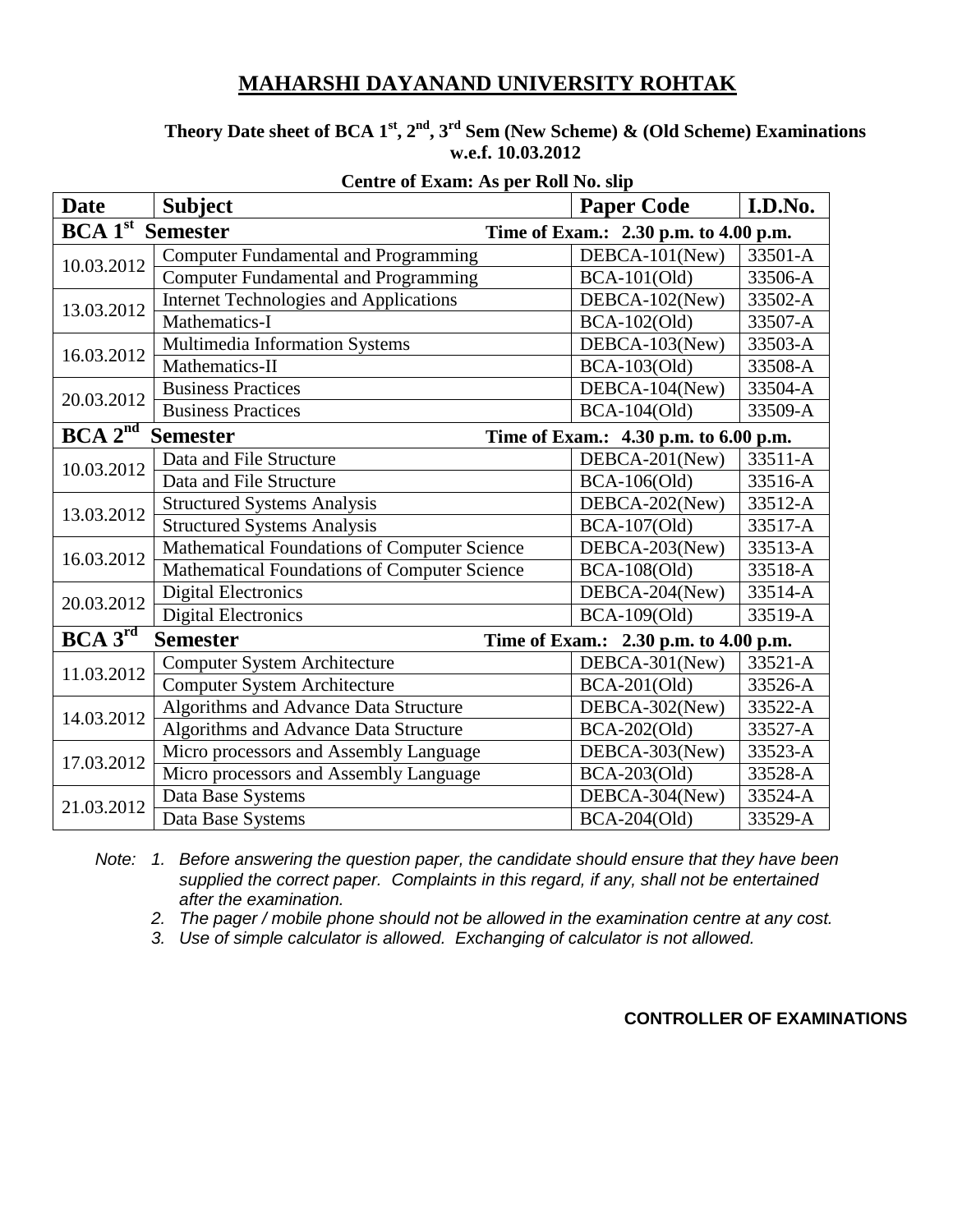# MAHARSHI DAYANAND UNIVERSITY ROHTAK

**Theory Date sheet of BCA 1st, 2nd, 3rd Sem (New Scheme) & (Old Scheme) Examinations w.e.f. 10.03.2012**

**Centre of Exam: As per Roll No. slip**

| Date | Subject | Paper Code | I.D.No. |
|---|---|---|---|
| **BCA 1st Semester** | | **Time of Exam.: 2.30 p.m. to 4.00 p.m.** | |
| 10.03.2012 | Computer Fundamental and Programming | DEBCA-101(New) | 33501-A |
| | Computer Fundamental and Programming | BCA-101(Old) | 33506-A |
| 13.03.2012 | Internet Technologies and Applications | DEBCA-102(New) | 33502-A |
| | Mathematics-I | BCA-102(Old) | 33507-A |
| 16.03.2012 | Multimedia Information Systems | DEBCA-103(New) | 33503-A |
| | Mathematics-II | BCA-103(Old) | 33508-A |
| 20.03.2012 | Business Practices | DEBCA-104(New) | 33504-A |
| | Business Practices | BCA-104(Old) | 33509-A |
| **BCA 2nd Semester** | | **Time of Exam.: 4.30 p.m. to 6.00 p.m.** | |
| 10.03.2012 | Data and File Structure | DEBCA-201(New) | 33511-A |
| | Data and File Structure | BCA-106(Old) | 33516-A |
| 13.03.2012 | Structured Systems Analysis | DEBCA-202(New) | 33512-A |
| | Structured Systems Analysis | BCA-107(Old) | 33517-A |
| 16.03.2012 | Mathematical Foundations of Computer Science | DEBCA-203(New) | 33513-A |
| | Mathematical Foundations of Computer Science | BCA-108(Old) | 33518-A |
| 20.03.2012 | Digital Electronics | DEBCA-204(New) | 33514-A |
| | Digital Electronics | BCA-109(Old) | 33519-A |
| **BCA 3rd Semester** | | **Time of Exam.: 2.30 p.m. to 4.00 p.m.** | |
| 11.03.2012 | Computer System Architecture | DEBCA-301(New) | 33521-A |
| | Computer System Architecture | BCA-201(Old) | 33526-A |
| 14.03.2012 | Algorithms and Advance Data Structure | DEBCA-302(New) | 33522-A |
| | Algorithms and Advance Data Structure | BCA-202(Old) | 33527-A |
| 17.03.2012 | Micro processors and Assembly Language | DEBCA-303(New) | 33523-A |
| | Micro processors and Assembly Language | BCA-203(Old) | 33528-A |
| 21.03.2012 | Data Base Systems | DEBCA-304(New) | 33524-A |
| | Data Base Systems | BCA-204(Old) | 33529-A |

*Note:*

1. *Before answering the question paper, the candidate should ensure that they have been supplied the correct paper. Complaints in this regard, if any, shall not be entertained after the examination.*
2. *The pager / mobile phone should not be allowed in the examination centre at any cost.*
3. *Use of simple calculator is allowed. Exchanging of calculator is not allowed.*

**CONTROLLER OF EXAMINATIONS**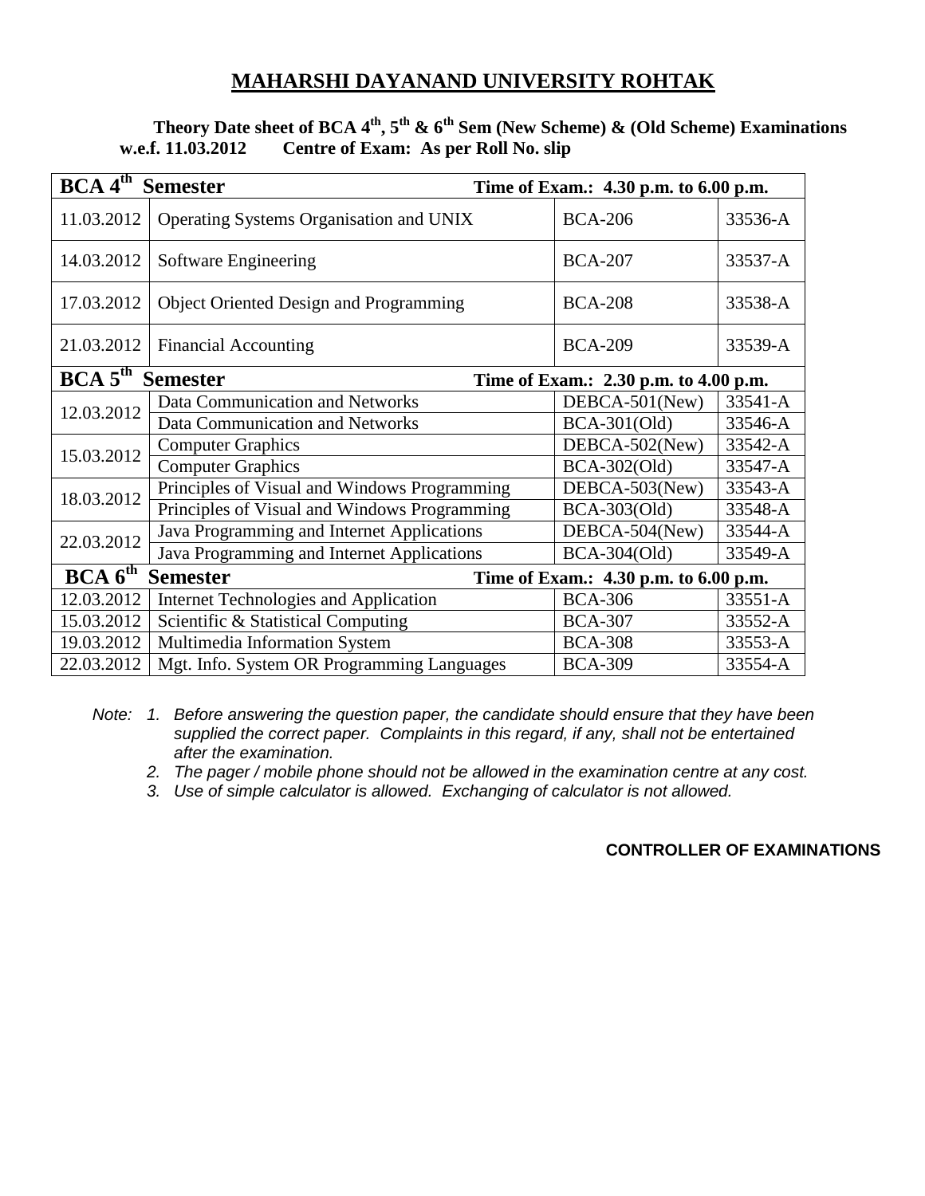# MAHARSHI DAYANAND UNIVERSITY ROHTAK

**Theory Date sheet of BCA 4th, 5th & 6th Sem (New Scheme) & (Old Scheme) Examinations w.e.f. 11.03.2012 Centre of Exam: As per Roll No. slip**

| **BCA 4th Semester** | | **Time of Exam.: 4.30 p.m. to 6.00 p.m.** | |
|---|---|---|---|
| 11.03.2012 | Operating Systems Organisation and UNIX | BCA-206 | 33536-A |
| 14.03.2012 | Software Engineering | BCA-207 | 33537-A |
| 17.03.2012 | Object Oriented Design and Programming | BCA-208 | 33538-A |
| 21.03.2012 | Financial Accounting | BCA-209 | 33539-A |
| **BCA 5th Semester** | | **Time of Exam.: 2.30 p.m. to 4.00 p.m.** | |
| 12.03.2012 | Data Communication and Networks | DEBCA-501(New) | 33541-A |
| | Data Communication and Networks | BCA-301(Old) | 33546-A |
| 15.03.2012 | Computer Graphics | DEBCA-502(New) | 33542-A |
| | Computer Graphics | BCA-302(Old) | 33547-A |
| 18.03.2012 | Principles of Visual and Windows Programming | DEBCA-503(New) | 33543-A |
| | Principles of Visual and Windows Programming | BCA-303(Old) | 33548-A |
| 22.03.2012 | Java Programming and Internet Applications | DEBCA-504(New) | 33544-A |
| | Java Programming and Internet Applications | BCA-304(Old) | 33549-A |
| **BCA 6th Semester** | | **Time of Exam.: 4.30 p.m. to 6.00 p.m.** | |
| 12.03.2012 | Internet Technologies and Application | BCA-306 | 33551-A |
| 15.03.2012 | Scientific & Statistical Computing | BCA-307 | 33552-A |
| 19.03.2012 | Multimedia Information System | BCA-308 | 33553-A |
| 22.03.2012 | Mgt. Info. System OR Programming Languages | BCA-309 | 33554-A |

*Note:*
1. *Before answering the question paper, the candidate should ensure that they have been supplied the correct paper. Complaints in this regard, if any, shall not be entertained after the examination.*
2. *The pager / mobile phone should not be allowed in the examination centre at any cost.*
3. *Use of simple calculator is allowed. Exchanging of calculator is not allowed.*

**CONTROLLER OF EXAMINATIONS**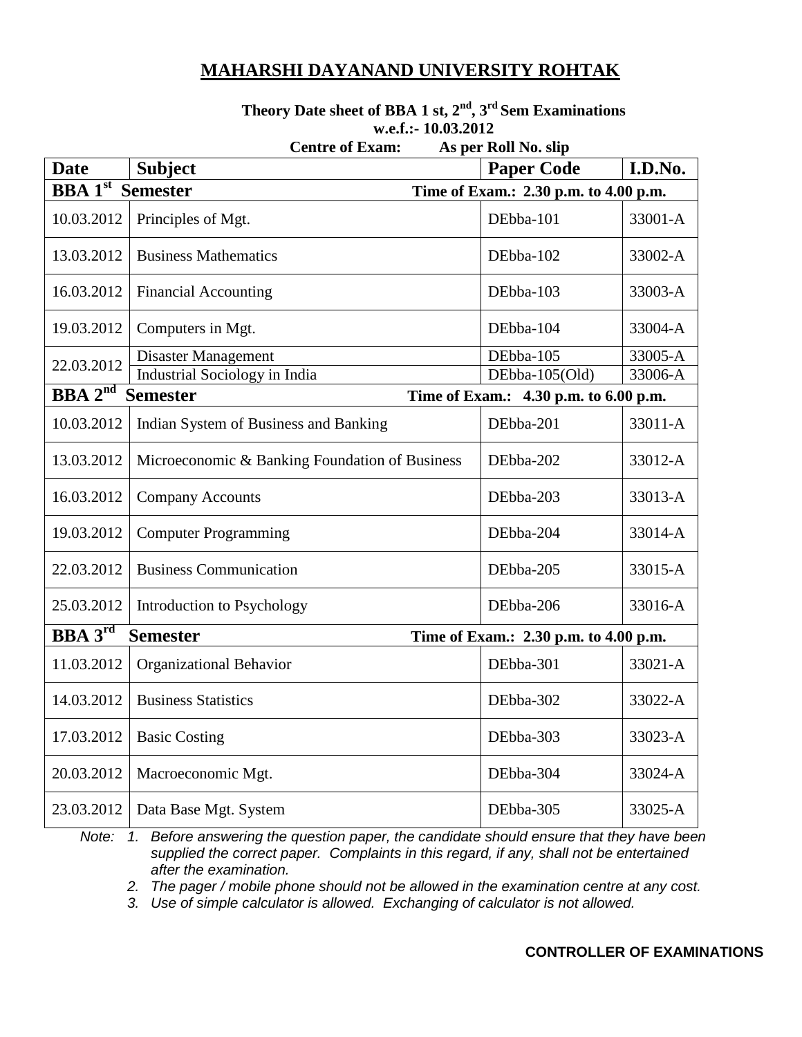# MAHARSHI DAYANAND UNIVERSITY ROHTAK

**Theory Date sheet of BBA 1 st, 2nd, 3rd Sem Examinations**
**w.e.f.:- 10.03.2012**
**Centre of Exam: As per Roll No. slip**

| Date | Subject | Paper Code | I.D.No. |
|---|---|---|---|
| **BBA 1st Semester** | | **Time of Exam.: 2.30 p.m. to 4.00 p.m.** | |
| 10.03.2012 | Principles of Mgt. | DEbba-101 | 33001-A |
| 13.03.2012 | Business Mathematics | DEbba-102 | 33002-A |
| 16.03.2012 | Financial Accounting | DEbba-103 | 33003-A |
| 19.03.2012 | Computers in Mgt. | DEbba-104 | 33004-A |
| 22.03.2012 | Disaster Management | DEbba-105 | 33005-A |
| | Industrial Sociology in India | DEbba-105(Old) | 33006-A |
| **BBA 2nd Semester** | | **Time of Exam.: 4.30 p.m. to 6.00 p.m.** | |
| 10.03.2012 | Indian System of Business and Banking | DEbba-201 | 33011-A |
| 13.03.2012 | Microeconomic & Banking Foundation of Business | DEbba-202 | 33012-A |
| 16.03.2012 | Company Accounts | DEbba-203 | 33013-A |
| 19.03.2012 | Computer Programming | DEbba-204 | 33014-A |
| 22.03.2012 | Business Communication | DEbba-205 | 33015-A |
| 25.03.2012 | Introduction to Psychology | DEbba-206 | 33016-A |
| **BBA 3rd Semester** | | **Time of Exam.: 2.30 p.m. to 4.00 p.m.** | |
| 11.03.2012 | Organizational Behavior | DEbba-301 | 33021-A |
| 14.03.2012 | Business Statistics | DEbba-302 | 33022-A |
| 17.03.2012 | Basic Costing | DEbba-303 | 33023-A |
| 20.03.2012 | Macroeconomic Mgt. | DEbba-304 | 33024-A |
| 23.03.2012 | Data Base Mgt. System | DEbba-305 | 33025-A |

*Note:*

1. *Before answering the question paper, the candidate should ensure that they have been supplied the correct paper. Complaints in this regard, if any, shall not be entertained after the examination.*
2. *The pager / mobile phone should not be allowed in the examination centre at any cost.*
3. *Use of simple calculator is allowed. Exchanging of calculator is not allowed.*

**CONTROLLER OF EXAMINATIONS**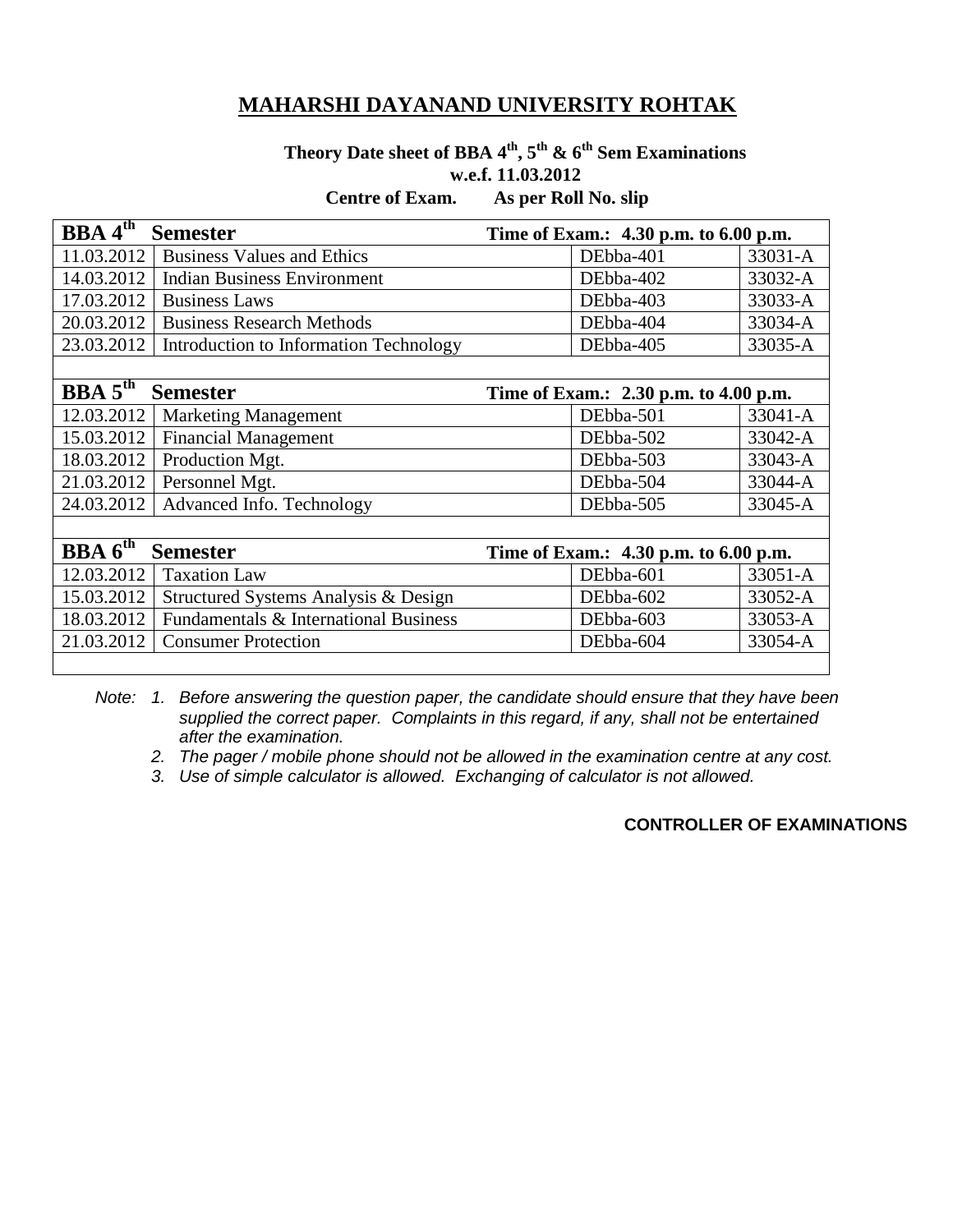# MAHARSHI DAYANAND UNIVERSITY ROHTAK

**Theory Date sheet of BBA 4th, 5th & 6th Sem Examinations**
**w.e.f. 11.03.2012**
**Centre of Exam. As per Roll No. slip**

| | | | |
|---|---|---|---|
| **BBA 4th Semester** | | **Time of Exam.: 4.30 p.m. to 6.00 p.m.** | |
| 11.03.2012 | Business Values and Ethics | DEbba-401 | 33031-A |
| 14.03.2012 | Indian Business Environment | DEbba-402 | 33032-A |
| 17.03.2012 | Business Laws | DEbba-403 | 33033-A |
| 20.03.2012 | Business Research Methods | DEbba-404 | 33034-A |
| 23.03.2012 | Introduction to Information Technology | DEbba-405 | 33035-A |
| | | | |
| **BBA 5th Semester** | | **Time of Exam.: 2.30 p.m. to 4.00 p.m.** | |
| 12.03.2012 | Marketing Management | DEbba-501 | 33041-A |
| 15.03.2012 | Financial Management | DEbba-502 | 33042-A |
| 18.03.2012 | Production Mgt. | DEbba-503 | 33043-A |
| 21.03.2012 | Personnel Mgt. | DEbba-504 | 33044-A |
| 24.03.2012 | Advanced Info. Technology | DEbba-505 | 33045-A |
| | | | |
| **BBA 6th Semester** | | **Time of Exam.: 4.30 p.m. to 6.00 p.m.** | |
| 12.03.2012 | Taxation Law | DEbba-601 | 33051-A |
| 15.03.2012 | Structured Systems Analysis & Design | DEbba-602 | 33052-A |
| 18.03.2012 | Fundamentals & International Business | DEbba-603 | 33053-A |
| 21.03.2012 | Consumer Protection | DEbba-604 | 33054-A |

*Note:*
1. *Before answering the question paper, the candidate should ensure that they have been supplied the correct paper. Complaints in this regard, if any, shall not be entertained after the examination.*
2. *The pager / mobile phone should not be allowed in the examination centre at any cost.*
3. *Use of simple calculator is allowed. Exchanging of calculator is not allowed.*

**CONTROLLER OF EXAMINATIONS**